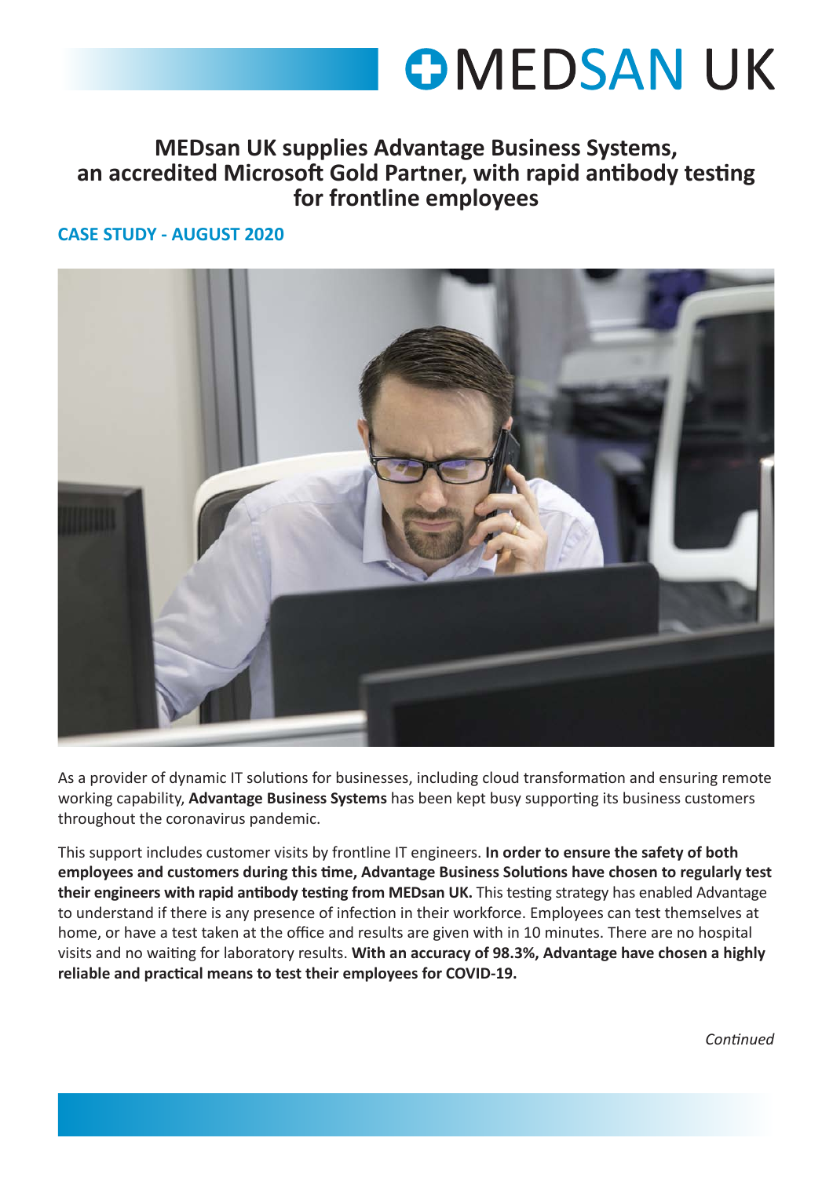# MEDsan UK supplies Advantage Business Systems, an accredited Microsoft Gold Partner, with rapid antibody testing for frontline employees

## CASE STUDY - AUGUST 2020

As a provider of dynamic IT solutions for businesses, including cloud transformation and ensuring remote working capability, **Advantage Business Systems** has been kept busy supporting its business customers throughout the coronavirus pandemic.

This support includes customer visits by frontline IT engineers. **In order to ensure the safety of both employees and customers during this time, Advantage Business Solutions have chosen to regularly test their engineers with rapid antibody testing from MEDsan UK.** This testing strategy has enabled Advantage to understand if there is any presence of infection in their workforce. Employees can test themselves at home, or have a test taken at the office and results are given with in 10 minutes. There are no hospital visits and no waiting for laboratory results. **With an accuracy of 98.3%, Advantage have chosen a highly reliable and practical means to test their employees for COVID-19.**

*Continued*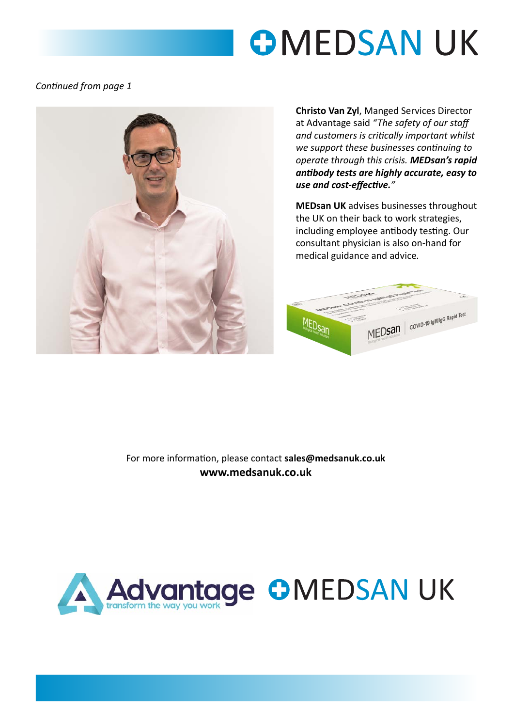*Continued from page 1*

**Christo Van Zyl**, Manged Services Director at Advantage said *"The safety of our staff and customers is critically important whilst we support these businesses continuing to operate through this crisis. **MEDsan's rapid antibody tests are highly accurate, easy to use and cost-effective.**"*

**MEDsan UK** advises businesses throughout the UK on their back to work strategies, including employee antibody testing. Our consultant physician is also on-hand for medical guidance and advice.

For more information, please contact **sales@medsanuk.co.uk**

**www.medsanuk.co.uk**